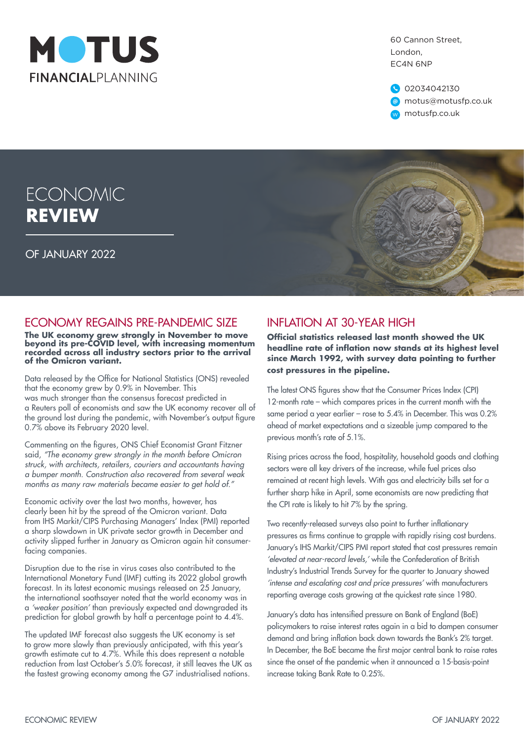MOTUS FINANCIALPLANNING

60 Cannon Street,
London,
EC4N 6NP

02034042130
motus@motusfp.co.uk
motusfp.co.uk

# ECONOMIC REVIEW

OF JANUARY 2022

## ECONOMY REGAINS PRE-PANDEMIC SIZE

**The UK economy grew strongly in November to move beyond its pre-COVID level, with increasing momentum recorded across all industry sectors prior to the arrival of the Omicron variant.**

Data released by the Office for National Statistics (ONS) revealed that the economy grew by 0.9% in November. This was much stronger than the consensus forecast predicted in a Reuters poll of economists and saw the UK economy recover all of the ground lost during the pandemic, with November's output figure 0.7% above its February 2020 level.

Commenting on the figures, ONS Chief Economist Grant Fitzner said, *"The economy grew strongly in the month before Omicron struck, with architects, retailers, couriers and accountants having a bumper month. Construction also recovered from several weak months as many raw materials became easier to get hold of."*

Economic activity over the last two months, however, has clearly been hit by the spread of the Omicron variant. Data from IHS Markit/CIPS Purchasing Managers' Index (PMI) reported a sharp slowdown in UK private sector growth in December and activity slipped further in January as Omicron again hit consumer-facing companies.

Disruption due to the rise in virus cases also contributed to the International Monetary Fund (IMF) cutting its 2022 global growth forecast. In its latest economic musings released on 25 January, the international soothsayer noted that the world economy was in a *'weaker position'* than previously expected and downgraded its prediction for global growth by half a percentage point to 4.4%.

The updated IMF forecast also suggests the UK economy is set to grow more slowly than previously anticipated, with this year's growth estimate cut to 4.7%. While this does represent a notable reduction from last October's 5.0% forecast, it still leaves the UK as the fastest growing economy among the G7 industrialised nations.

## INFLATION AT 30-YEAR HIGH

**Official statistics released last month showed the UK headline rate of inflation now stands at its highest level since March 1992, with survey data pointing to further cost pressures in the pipeline.**

The latest ONS figures show that the Consumer Prices Index (CPI) 12-month rate – which compares prices in the current month with the same period a year earlier – rose to 5.4% in December. This was 0.2% ahead of market expectations and a sizeable jump compared to the previous month's rate of 5.1%.

Rising prices across the food, hospitality, household goods and clothing sectors were all key drivers of the increase, while fuel prices also remained at recent high levels. With gas and electricity bills set for a further sharp hike in April, some economists are now predicting that the CPI rate is likely to hit 7% by the spring.

Two recently-released surveys also point to further inflationary pressures as firms continue to grapple with rapidly rising cost burdens. January's IHS Markit/CIPS PMI report stated that cost pressures remain *'elevated at near-record levels,'* while the Confederation of British Industry's Industrial Trends Survey for the quarter to January showed *'intense and escalating cost and price pressures'* with manufacturers reporting average costs growing at the quickest rate since 1980.

January's data has intensified pressure on Bank of England (BoE) policymakers to raise interest rates again in a bid to dampen consumer demand and bring inflation back down towards the Bank's 2% target. In December, the BoE became the first major central bank to raise rates since the onset of the pandemic when it announced a 15-basis-point increase taking Bank Rate to 0.25%.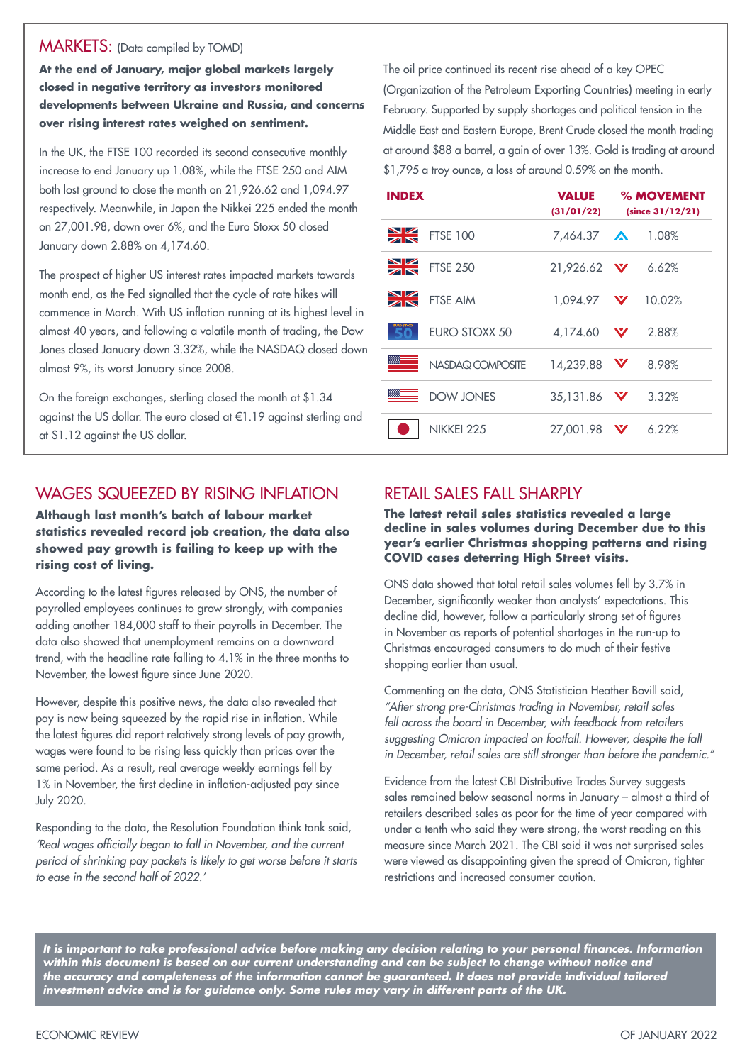## MARKETS: (Data compiled by TOMD)

**At the end of January, major global markets largely closed in negative territory as investors monitored developments between Ukraine and Russia, and concerns over rising interest rates weighed on sentiment.**

In the UK, the FTSE 100 recorded its second consecutive monthly increase to end January up 1.08%, while the FTSE 250 and AIM both lost ground to close the month on 21,926.62 and 1,094.97 respectively. Meanwhile, in Japan the Nikkei 225 ended the month on 27,001.98, down over 6%, and the Euro Stoxx 50 closed January down 2.88% on 4,174.60.

The prospect of higher US interest rates impacted markets towards month end, as the Fed signalled that the cycle of rate hikes will commence in March. With US inflation running at its highest level in almost 40 years, and following a volatile month of trading, the Dow Jones closed January down 3.32%, while the NASDAQ closed down almost 9%, its worst January since 2008.

On the foreign exchanges, sterling closed the month at $1.34 against the US dollar. The euro closed at €1.19 against sterling and at $1.12 against the US dollar.

The oil price continued its recent rise ahead of a key OPEC (Organization of the Petroleum Exporting Countries) meeting in early February. Supported by supply shortages and political tension in the Middle East and Eastern Europe, Brent Crude closed the month trading at around $88 a barrel, a gain of over 13%. Gold is trading at around $1,795 a troy ounce, a loss of around 0.59% on the month.

| INDEX | VALUE (31/01/22) | % MOVEMENT (since 31/12/21) |
|---|---|---|
| FTSE 100 | 7,464.37 | ▲ 1.08% |
| FTSE 250 | 21,926.62 | ▼ 6.62% |
| FTSE AIM | 1,094.97 | ▼ 10.02% |
| EURO STOXX 50 | 4,174.60 | ▼ 2.88% |
| NASDAQ COMPOSITE | 14,239.88 | ▼ 8.98% |
| DOW JONES | 35,131.86 | ▼ 3.32% |
| NIKKEI 225 | 27,001.98 | ▼ 6.22% |

## WAGES SQUEEZED BY RISING INFLATION

**Although last month's batch of labour market statistics revealed record job creation, the data also showed pay growth is failing to keep up with the rising cost of living.**

According to the latest figures released by ONS, the number of payrolled employees continues to grow strongly, with companies adding another 184,000 staff to their payrolls in December. The data also showed that unemployment remains on a downward trend, with the headline rate falling to 4.1% in the three months to November, the lowest figure since June 2020.

However, despite this positive news, the data also revealed that pay is now being squeezed by the rapid rise in inflation. While the latest figures did report relatively strong levels of pay growth, wages were found to be rising less quickly than prices over the same period. As a result, real average weekly earnings fell by 1% in November, the first decline in inflation-adjusted pay since July 2020.

Responding to the data, the Resolution Foundation think tank said, *'Real wages officially began to fall in November, and the current period of shrinking pay packets is likely to get worse before it starts to ease in the second half of 2022.'*

## RETAIL SALES FALL SHARPLY

**The latest retail sales statistics revealed a large decline in sales volumes during December due to this year's earlier Christmas shopping patterns and rising COVID cases deterring High Street visits.**

ONS data showed that total retail sales volumes fell by 3.7% in December, significantly weaker than analysts' expectations. This decline did, however, follow a particularly strong set of figures in November as reports of potential shortages in the run-up to Christmas encouraged consumers to do much of their festive shopping earlier than usual.

Commenting on the data, ONS Statistician Heather Bovill said, *"After strong pre-Christmas trading in November, retail sales fell across the board in December, with feedback from retailers suggesting Omicron impacted on footfall. However, despite the fall in December, retail sales are still stronger than before the pandemic."*

Evidence from the latest CBI Distributive Trades Survey suggests sales remained below seasonal norms in January – almost a third of retailers described sales as poor for the time of year compared with under a tenth who said they were strong, the worst reading on this measure since March 2021. The CBI said it was not surprised sales were viewed as disappointing given the spread of Omicron, tighter restrictions and increased consumer caution.

***It is important to take professional advice before making any decision relating to your personal finances. Information within this document is based on our current understanding and can be subject to change without notice and the accuracy and completeness of the information cannot be guaranteed. It does not provide individual tailored investment advice and is for guidance only. Some rules may vary in different parts of the UK.***